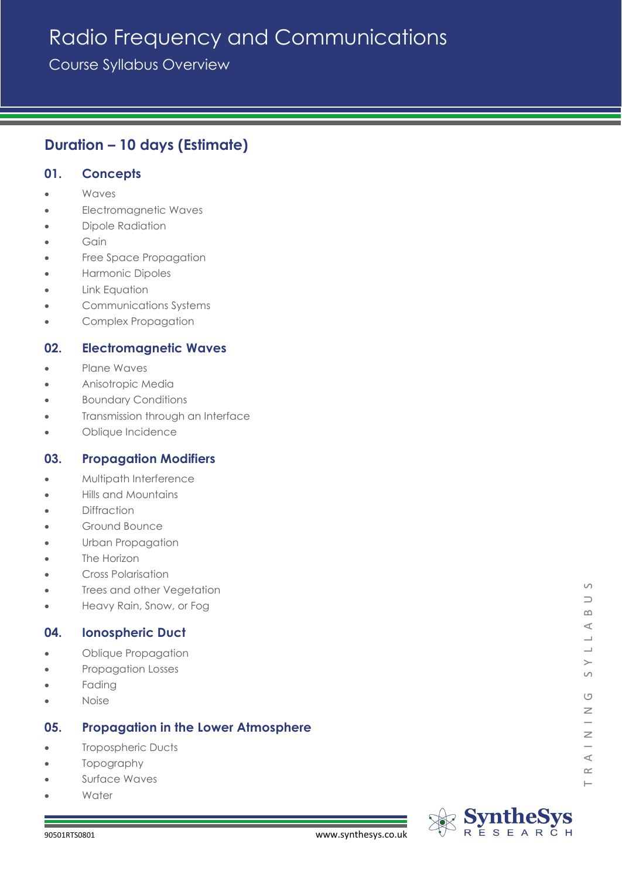# Radio Frequency and Communications

Course Syllabus Overview

## Duration – 10 days (Estimate)

### 01. Concepts

- Waves
- Electromagnetic Waves
- Dipole Radiation
- Gain
- Free Space Propagation
- Harmonic Dipoles
- Link Equation
- Communications Systems
- Complex Propagation

### 02. Electromagnetic Waves

- Plane Waves
- Anisotropic Media
- Boundary Conditions
- Transmission through an Interface
- Oblique Incidence

### 03. Propagation Modifiers

- Multipath Interference
- Hills and Mountains
- Diffraction
- Ground Bounce
- Urban Propagation
- The Horizon
- Cross Polarisation
- Trees and other Vegetation
- Heavy Rain, Snow, or Fog

### 04. Ionospheric Duct

- Oblique Propagation
- Propagation Losses
- Fading
- Noise

### 05. Propagation in the Lower Atmosphere

- Tropospheric Ducts
- Topography
- Surface Waves
- Water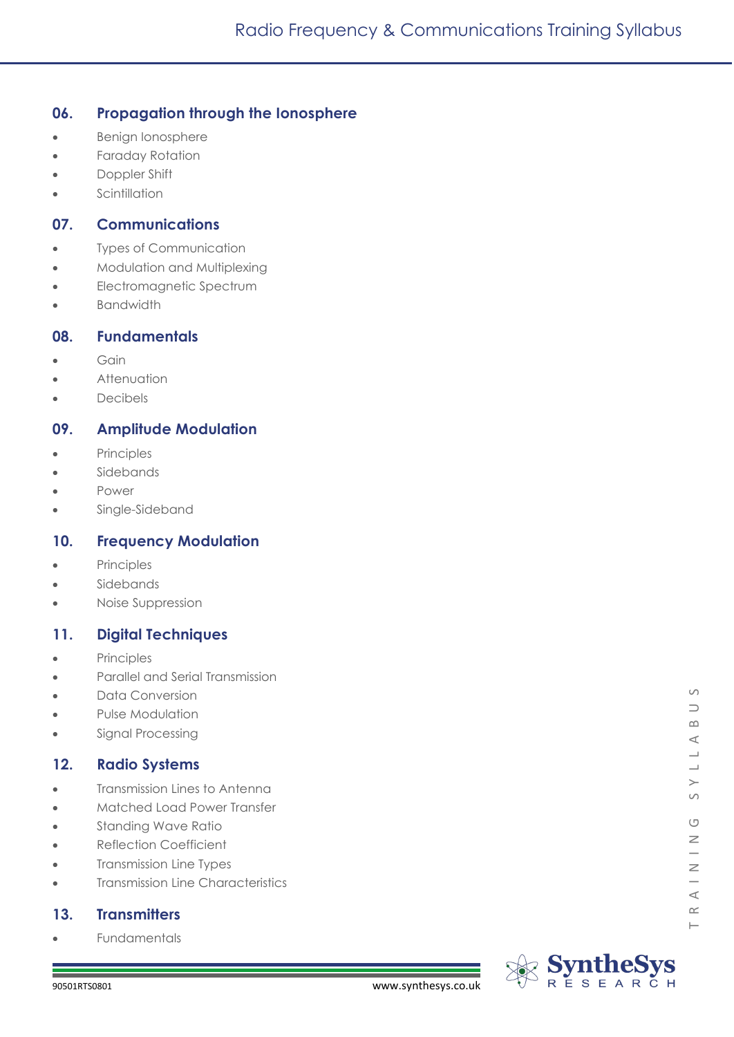## 06. Propagation through the Ionosphere

- Benign Ionosphere
- Faraday Rotation
- Doppler Shift
- Scintillation

## 07. Communications

- Types of Communication
- Modulation and Multiplexing
- Electromagnetic Spectrum
- Bandwidth

## 08. Fundamentals

- Gain
- Attenuation
- Decibels

## 09. Amplitude Modulation

- Principles
- Sidebands
- Power
- Single-Sideband

## 10. Frequency Modulation

- Principles
- Sidebands
- Noise Suppression

## 11. Digital Techniques

- Principles
- Parallel and Serial Transmission
- Data Conversion
- Pulse Modulation
- Signal Processing

## 12. Radio Systems

- Transmission Lines to Antenna
- Matched Load Power Transfer
- Standing Wave Ratio
- Reflection Coefficient
- Transmission Line Types
- Transmission Line Characteristics

## 13. Transmitters

- Fundamentals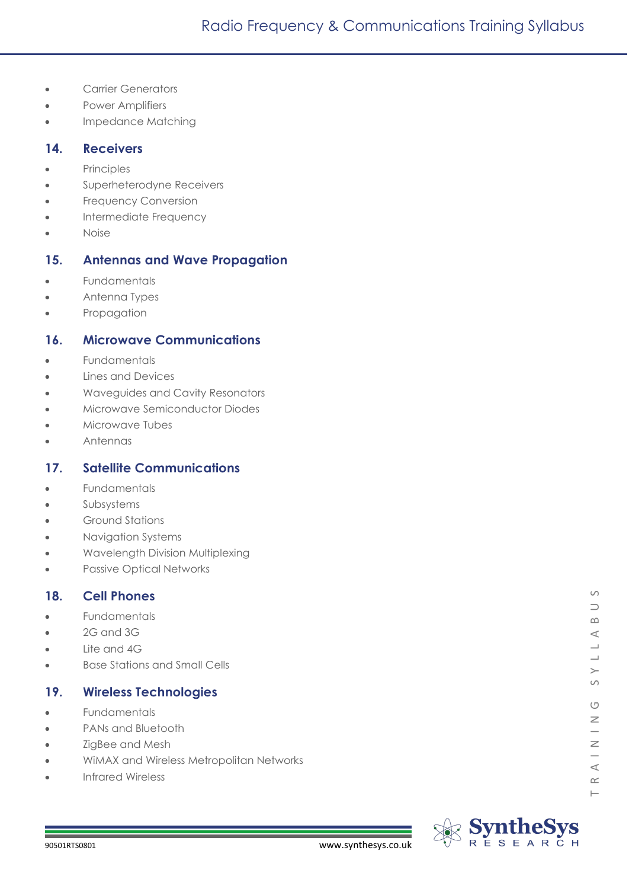- Carrier Generators
- Power Amplifiers
- Impedance Matching

## 14. Receivers

- Principles
- Superheterodyne Receivers
- Frequency Conversion
- Intermediate Frequency
- Noise

## 15. Antennas and Wave Propagation

- Fundamentals
- Antenna Types
- Propagation

## 16. Microwave Communications

- Fundamentals
- Lines and Devices
- Waveguides and Cavity Resonators
- Microwave Semiconductor Diodes
- Microwave Tubes
- Antennas

## 17. Satellite Communications

- Fundamentals
- Subsystems
- Ground Stations
- Navigation Systems
- Wavelength Division Multiplexing
- Passive Optical Networks

## 18. Cell Phones

- Fundamentals
- 2G and 3G
- Lite and 4G
- Base Stations and Small Cells

## 19. Wireless Technologies

- Fundamentals
- PANs and Bluetooth
- ZigBee and Mesh
- WiMAX and Wireless Metropolitan Networks
- Infrared Wireless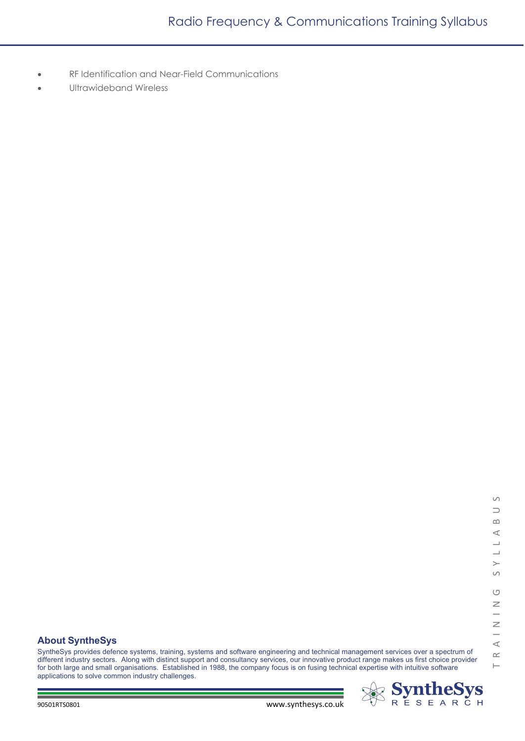- RF Identification and Near-Field Communications
- Ultrawideband Wireless

## About SyntheSys

SyntheSys provides defence systems, training, systems and software engineering and technical management services over a spectrum of different industry sectors. Along with distinct support and consultancy services, our innovative product range makes us first choice provider for both large and small organisations. Established in 1988, the company focus is on fusing technical expertise with intuitive software applications to solve common industry challenges.

90501RTS0801

www.synthesys.co.uk